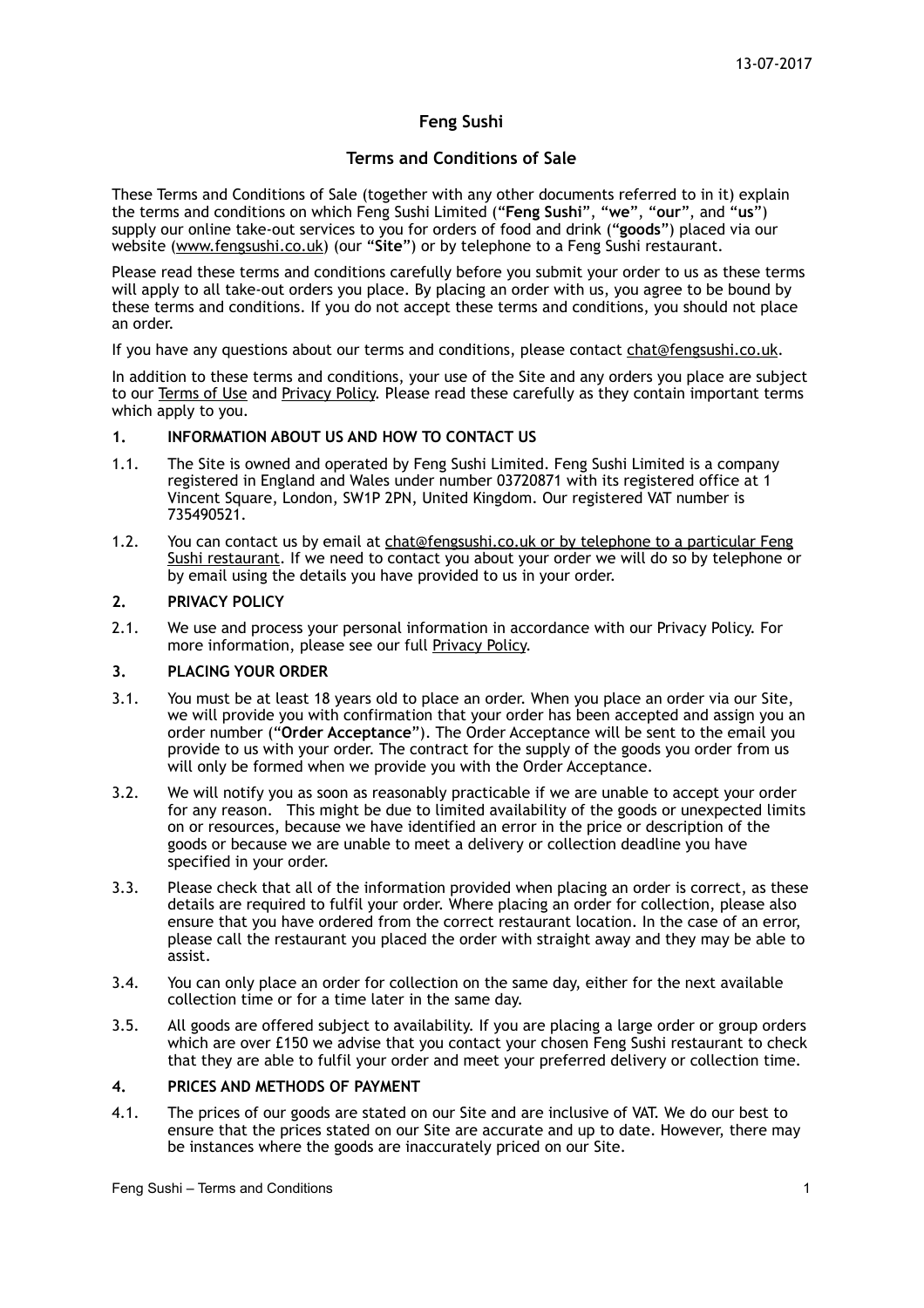13-07-2017

# Feng Sushi

## Terms and Conditions of Sale

These Terms and Conditions of Sale (together with any other documents referred to in it) explain the terms and conditions on which Feng Sushi Limited ("**Feng Sushi**", "**we**", "**our**", and "**us**") supply our online take-out services to you for orders of food and drink ("**goods**") placed via our website (www.fengsushi.co.uk) (our "**Site**") or by telephone to a Feng Sushi restaurant.

Please read these terms and conditions carefully before you submit your order to us as these terms will apply to all take-out orders you place. By placing an order with us, you agree to be bound by these terms and conditions. If you do not accept these terms and conditions, you should not place an order.

If you have any questions about our terms and conditions, please contact chat@fengsushi.co.uk.

In addition to these terms and conditions, your use of the Site and any orders you place are subject to our Terms of Use and Privacy Policy. Please read these carefully as they contain important terms which apply to you.

### 1. INFORMATION ABOUT US AND HOW TO CONTACT US

1.1. The Site is owned and operated by Feng Sushi Limited. Feng Sushi Limited is a company registered in England and Wales under number 03720871 with its registered office at 1 Vincent Square, London, SW1P 2PN, United Kingdom. Our registered VAT number is 735490521.

1.2. You can contact us by email at chat@fengsushi.co.uk or by telephone to a particular Feng Sushi restaurant. If we need to contact you about your order we will do so by telephone or by email using the details you have provided to us in your order.

### 2. PRIVACY POLICY

2.1. We use and process your personal information in accordance with our Privacy Policy. For more information, please see our full Privacy Policy.

### 3. PLACING YOUR ORDER

3.1. You must be at least 18 years old to place an order. When you place an order via our Site, we will provide you with confirmation that your order has been accepted and assign you an order number ("**Order Acceptance**"). The Order Acceptance will be sent to the email you provide to us with your order. The contract for the supply of the goods you order from us will only be formed when we provide you with the Order Acceptance.

3.2. We will notify you as soon as reasonably practicable if we are unable to accept your order for any reason. This might be due to limited availability of the goods or unexpected limits on or resources, because we have identified an error in the price or description of the goods or because we are unable to meet a delivery or collection deadline you have specified in your order.

3.3. Please check that all of the information provided when placing an order is correct, as these details are required to fulfil your order. Where placing an order for collection, please also ensure that you have ordered from the correct restaurant location. In the case of an error, please call the restaurant you placed the order with straight away and they may be able to assist.

3.4. You can only place an order for collection on the same day, either for the next available collection time or for a time later in the same day.

3.5. All goods are offered subject to availability. If you are placing a large order or group orders which are over £150 we advise that you contact your chosen Feng Sushi restaurant to check that they are able to fulfil your order and meet your preferred delivery or collection time.

### 4. PRICES AND METHODS OF PAYMENT

4.1. The prices of our goods are stated on our Site and are inclusive of VAT. We do our best to ensure that the prices stated on our Site are accurate and up to date. However, there may be instances where the goods are inaccurately priced on our Site.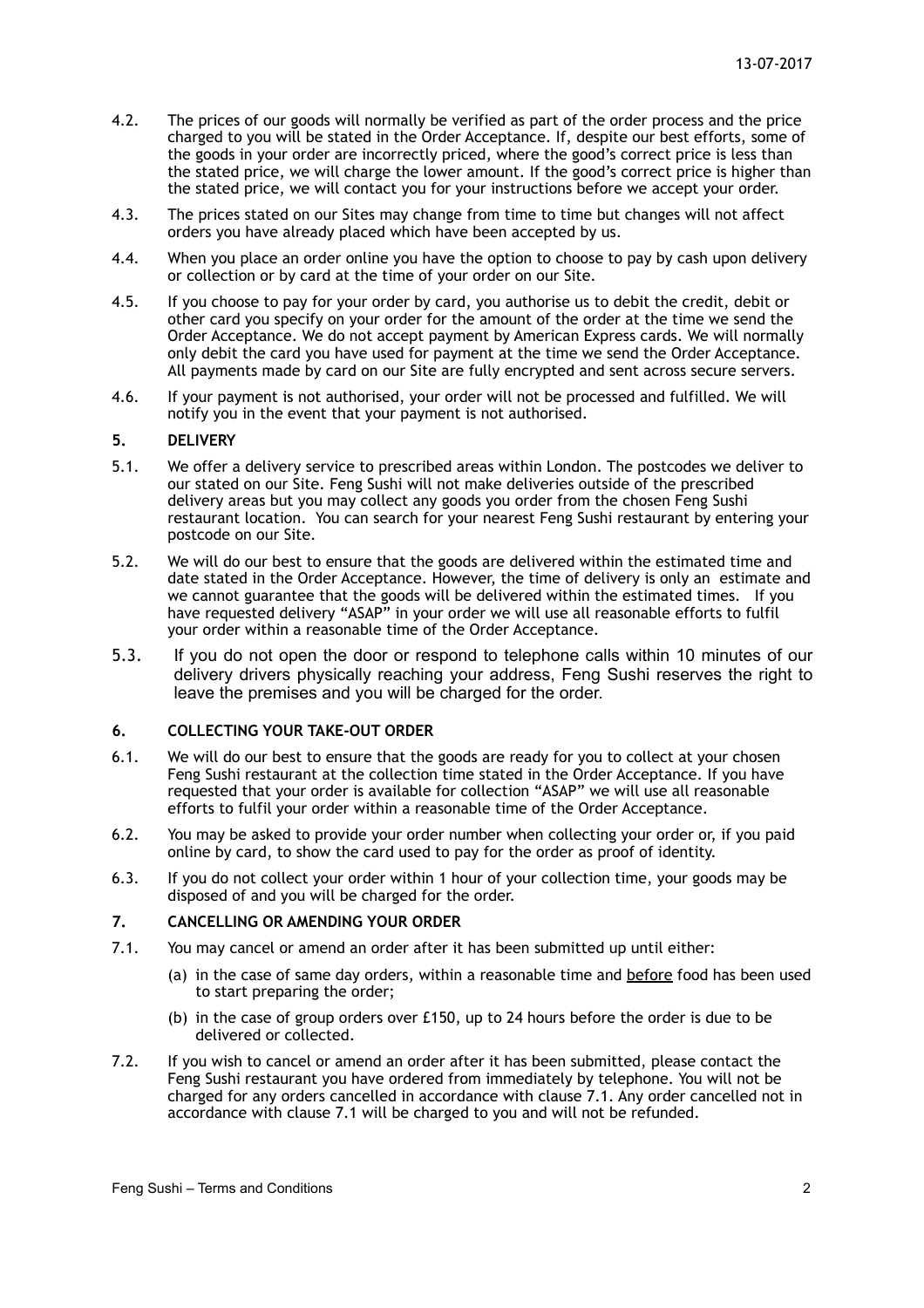4.2. The prices of our goods will normally be verified as part of the order process and the price charged to you will be stated in the Order Acceptance. If, despite our best efforts, some of the goods in your order are incorrectly priced, where the good's correct price is less than the stated price, we will charge the lower amount. If the good's correct price is higher than the stated price, we will contact you for your instructions before we accept your order.

4.3. The prices stated on our Sites may change from time to time but changes will not affect orders you have already placed which have been accepted by us.

4.4. When you place an order online you have the option to choose to pay by cash upon delivery or collection or by card at the time of your order on our Site.

4.5. If you choose to pay for your order by card, you authorise us to debit the credit, debit or other card you specify on your order for the amount of the order at the time we send the Order Acceptance. We do not accept payment by American Express cards. We will normally only debit the card you have used for payment at the time we send the Order Acceptance. All payments made by card on our Site are fully encrypted and sent across secure servers.

4.6. If your payment is not authorised, your order will not be processed and fulfilled. We will notify you in the event that your payment is not authorised.

## 5. DELIVERY

5.1. We offer a delivery service to prescribed areas within London. The postcodes we deliver to our stated on our Site. Feng Sushi will not make deliveries outside of the prescribed delivery areas but you may collect any goods you order from the chosen Feng Sushi restaurant location. You can search for your nearest Feng Sushi restaurant by entering your postcode on our Site.

5.2. We will do our best to ensure that the goods are delivered within the estimated time and date stated in the Order Acceptance. However, the time of delivery is only an estimate and we cannot guarantee that the goods will be delivered within the estimated times. If you have requested delivery "ASAP" in your order we will use all reasonable efforts to fulfil your order within a reasonable time of the Order Acceptance.

5.3. If you do not open the door or respond to telephone calls within 10 minutes of our delivery drivers physically reaching your address, Feng Sushi reserves the right to leave the premises and you will be charged for the order.

## 6. COLLECTING YOUR TAKE-OUT ORDER

6.1. We will do our best to ensure that the goods are ready for you to collect at your chosen Feng Sushi restaurant at the collection time stated in the Order Acceptance. If you have requested that your order is available for collection "ASAP" we will use all reasonable efforts to fulfil your order within a reasonable time of the Order Acceptance.

6.2. You may be asked to provide your order number when collecting your order or, if you paid online by card, to show the card used to pay for the order as proof of identity.

6.3. If you do not collect your order within 1 hour of your collection time, your goods may be disposed of and you will be charged for the order.

## 7. CANCELLING OR AMENDING YOUR ORDER

7.1. You may cancel or amend an order after it has been submitted up until either:

(a) in the case of same day orders, within a reasonable time and before food has been used to start preparing the order;

(b) in the case of group orders over £150, up to 24 hours before the order is due to be delivered or collected.

7.2. If you wish to cancel or amend an order after it has been submitted, please contact the Feng Sushi restaurant you have ordered from immediately by telephone. You will not be charged for any orders cancelled in accordance with clause 7.1. Any order cancelled not in accordance with clause 7.1 will be charged to you and will not be refunded.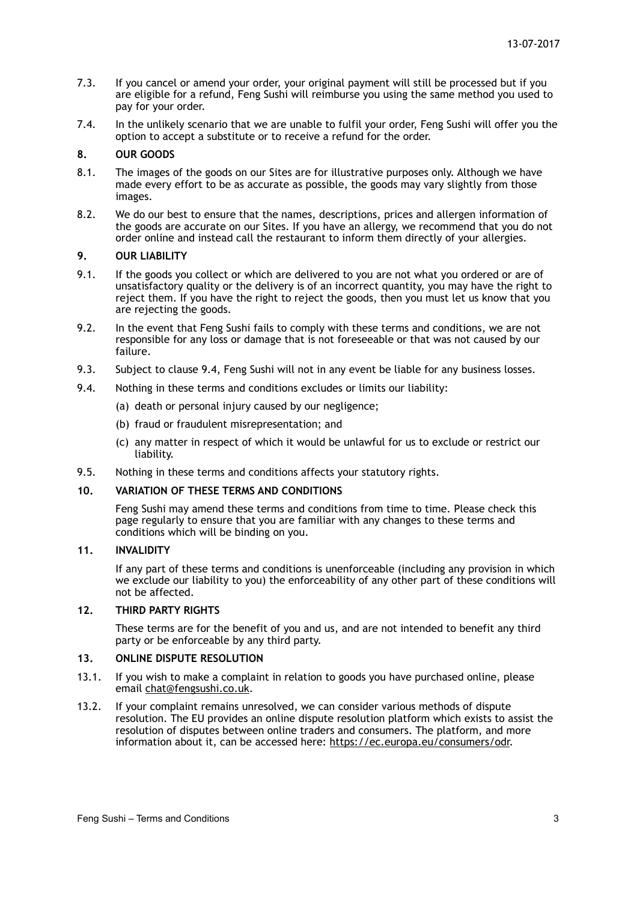7.3. If you cancel or amend your order, your original payment will still be processed but if you are eligible for a refund, Feng Sushi will reimburse you using the same method you used to pay for your order.

7.4. In the unlikely scenario that we are unable to fulfil your order, Feng Sushi will offer you the option to accept a substitute or to receive a refund for the order.

## 8. OUR GOODS

8.1. The images of the goods on our Sites are for illustrative purposes only. Although we have made every effort to be as accurate as possible, the goods may vary slightly from those images.

8.2. We do our best to ensure that the names, descriptions, prices and allergen information of the goods are accurate on our Sites. If you have an allergy, we recommend that you do not order online and instead call the restaurant to inform them directly of your allergies.

## 9. OUR LIABILITY

9.1. If the goods you collect or which are delivered to you are not what you ordered or are of unsatisfactory quality or the delivery is of an incorrect quantity, you may have the right to reject them. If you have the right to reject the goods, then you must let us know that you are rejecting the goods.

9.2. In the event that Feng Sushi fails to comply with these terms and conditions, we are not responsible for any loss or damage that is not foreseeable or that was not caused by our failure.

9.3. Subject to clause 9.4, Feng Sushi will not in any event be liable for any business losses.

9.4. Nothing in these terms and conditions excludes or limits our liability:

(a) death or personal injury caused by our negligence;

(b) fraud or fraudulent misrepresentation; and

(c) any matter in respect of which it would be unlawful for us to exclude or restrict our liability.

9.5. Nothing in these terms and conditions affects your statutory rights.

## 10. VARIATION OF THESE TERMS AND CONDITIONS

Feng Sushi may amend these terms and conditions from time to time. Please check this page regularly to ensure that you are familiar with any changes to these terms and conditions which will be binding on you.

## 11. INVALIDITY

If any part of these terms and conditions is unenforceable (including any provision in which we exclude our liability to you) the enforceability of any other part of these conditions will not be affected.

## 12. THIRD PARTY RIGHTS

These terms are for the benefit of you and us, and are not intended to benefit any third party or be enforceable by any third party.

## 13. ONLINE DISPUTE RESOLUTION

13.1. If you wish to make a complaint in relation to goods you have purchased online, please email chat@fengsushi.co.uk.

13.2. If your complaint remains unresolved, we can consider various methods of dispute resolution. The EU provides an online dispute resolution platform which exists to assist the resolution of disputes between online traders and consumers. The platform, and more information about it, can be accessed here: https://ec.europa.eu/consumers/odr.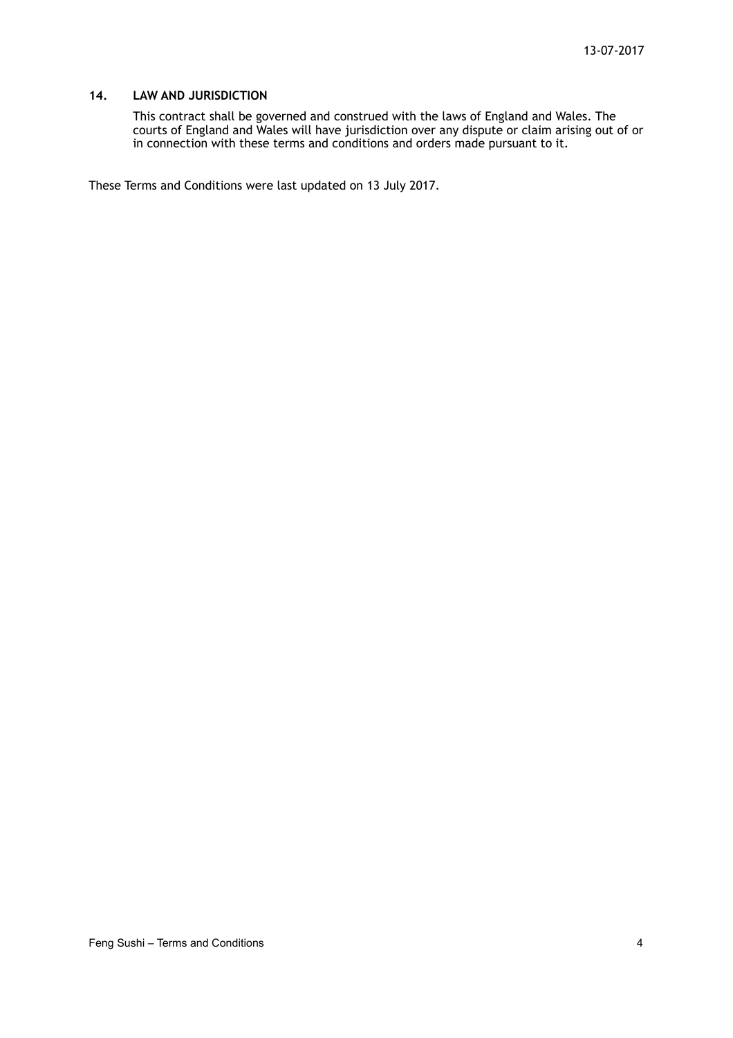### 14. LAW AND JURISDICTION

This contract shall be governed and construed with the laws of England and Wales. The courts of England and Wales will have jurisdiction over any dispute or claim arising out of or in connection with these terms and conditions and orders made pursuant to it.

These Terms and Conditions were last updated on 13 July 2017.